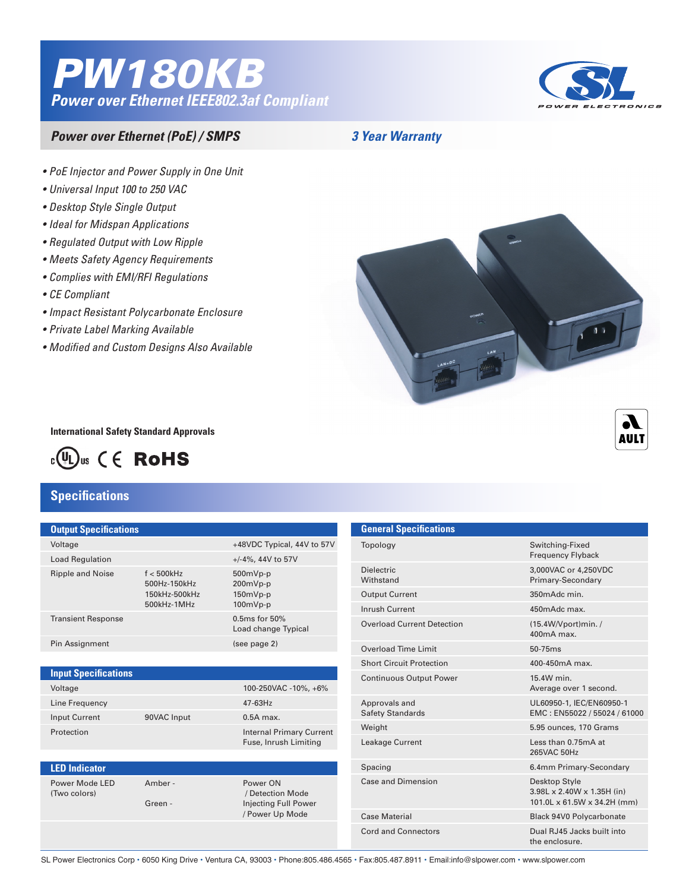# PW180KB

## Power over Ethernet IEEE802.3af Compliant

### Power over Ethernet (PoE) / SMPS

**3 Year Warranty**

- *PoE Injector and Power Supply in One Unit*
- *Universal Input 100 to 250 VAC*
- *Desktop Style Single Output*
- *Ideal for Midspan Applications*
- *Regulated Output with Low Ripple*
- *Meets Safety Agency Requirements*
- *Complies with EMI/RFI Regulations*
- *CE Compliant*
- *Impact Resistant Polycarbonate Enclosure*
- *Private Label Marking Available*
- *Modified and Custom Designs Also Available*

**International Safety Standard Approvals**

c UL us CE RoHS

## Specifications

### Output Specifications

| | | |
|---|---|---|
| Voltage | | +48VDC Typical, 44V to 57V |
| Load Regulation | | +/-4%, 44V to 57V |
| Ripple and Noise | f < 500kHz<br>500Hz-150kHz<br>150kHz-500kHz<br>500kHz-1MHz | 500mVp-p<br>200mVp-p<br>150mVp-p<br>100mVp-p |
| Transient Response | | 0.5ms for 50% Load change Typical |
| Pin Assignment | | (see page 2) |

### Input Specifications

| | | |
|---|---|---|
| Voltage | | 100-250VAC -10%, +6% |
| Line Frequency | | 47-63Hz |
| Input Current | 90VAC Input | 0.5A max. |
| Protection | | Internal Primary Current Fuse, Inrush Limiting |

### LED Indicator

| | | |
|---|---|---|
| Power Mode LED (Two colors) | Amber -<br>Green - | Power ON / Detection Mode<br>Injecting Full Power / Power Up Mode |

### General Specifications

| | |
|---|---|
| Topology | Switching-Fixed Frequency Flyback |
| Dielectric Withstand | 3,000VAC or 4,250VDC Primary-Secondary |
| Output Current | 350mAdc min. |
| Inrush Current | 450mAdc max. |
| Overload Current Detection | (15.4W/Vport)min. / 400mA max. |
| Overload Time Limit | 50-75ms |
| Short Circuit Protection | 400-450mA max. |
| Continuous Output Power | 15.4W min. Average over 1 second. |
| Approvals and Safety Standards | UL60950-1, IEC/EN60950-1<br>EMC : EN55022 / 55024 / 61000 |
| Weight | 5.95 ounces, 170 Grams |
| Leakage Current | Less than 0.75mA at 265VAC 50Hz |
| Spacing | 6.4mm Primary-Secondary |
| Case and Dimension | Desktop Style<br>3.98L x 2.40W x 1.35H (in)<br>101.0L x 61.5W x 34.2H (mm) |
| Case Material | Black 94V0 Polycarbonate |
| Cord and Connectors | Dual RJ45 Jacks built into the enclosure. |

SL Power Electronics Corp • 6050 King Drive • Ventura CA, 93003 • Phone:805.486.4565 • Fax:805.487.8911 • Email:info@slpower.com • www.slpower.com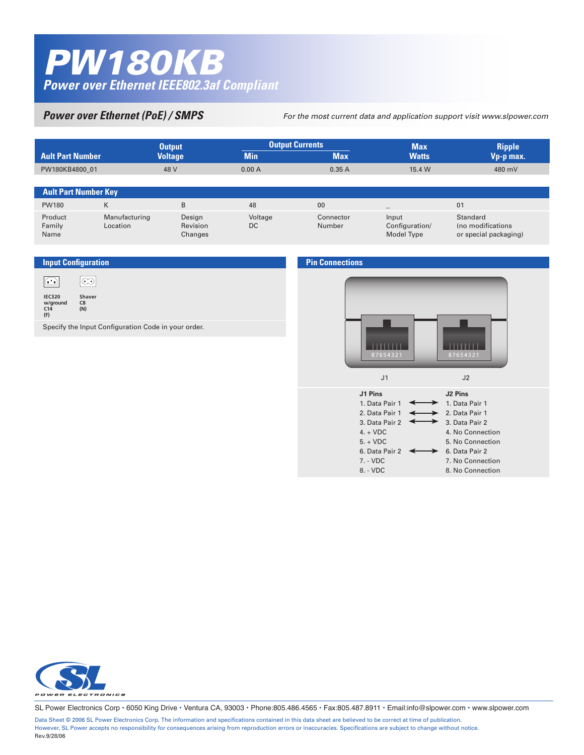# PW180KB

## Power over Ethernet IEEE802.3af Compliant

### Power over Ethernet (PoE) / SMPS

*For the most current data and application support visit www.slpower.com*

| Ault Part Number | Output Voltage | Output Currents Min | Output Currents Max | Max Watts | Ripple Vp-p max. |
|---|---|---|---|---|---|
| PW180KB4800_01 | 48 V | 0.00 A | 0.35 A | 15.4 W | 480 mV |

### Ault Part Number Key

| PW180 | K | B | 48 | 00 | _ | 01 |
|---|---|---|---|---|---|---|
| Product Family Name | Manufacturing Location | Design Revision Changes | Voltage DC | Connector Number | Input Configuration/ Model Type | Standard (no modifications or special packaging) |

### Input Configuration

IEC320 w/ground C14 (F)

Shaver C8 (N)

Specify the Input Configuration Code in your order.

### Pin Connections

87654321 87654321

J1 J2

| J1 Pins | | J2 Pins |
|---|---|---|
| 1. Data Pair 1 | ↔ | 1. Data Pair 1 |
| 2. Data Pair 1 | ↔ | 2. Data Pair 1 |
| 3. Data Pair 2 | ↔ | 3. Data Pair 2 |
| 4. + VDC | | 4. No Connection |
| 5. + VDC | | 5. No Connection |
| 6. Data Pair 2 | ↔ | 6. Data Pair 2 |
| 7. - VDC | | 7. No Connection |
| 8. - VDC | | 8. No Connection |

SL POWER ELECTRONICS

SL Power Electronics Corp • 6050 King Drive • Ventura CA, 93003 • Phone:805.486.4565 • Fax:805.487.8911 • Email:info@slpower.com • www.slpower.com

Data Sheet © 2006 SL Power Electronics Corp. The information and specifications contained in this data sheet are believed to be correct at time of publication. However, SL Power accepts no responsibility for consequences arising from reproduction errors or inaccuracies. Specifications are subject to change without notice.

Rev.9/28/06